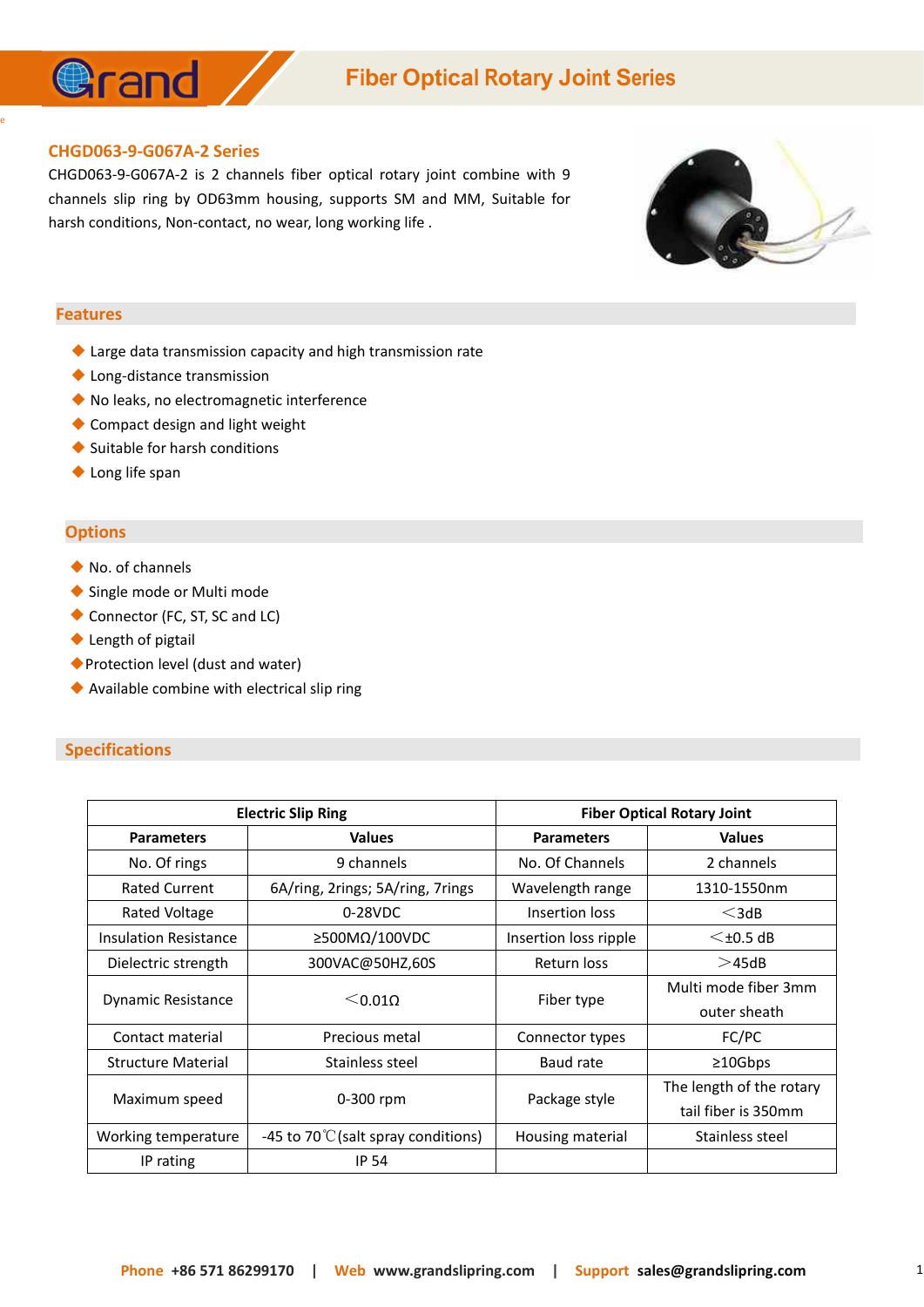# Fiber Optical Rotary Joint Series

## CHGD063-9-G067A-2 Series

CHGD063-9-G067A-2 is 2 channels fiber optical rotary joint combine with 9 channels slip ring by OD63mm housing, supports SM and MM, Suitable for harsh conditions, Non-contact, no wear, long working life .

## Features

- Large data transmission capacity and high transmission rate
- Long-distance transmission
- No leaks, no electromagnetic interference
- Compact design and light weight
- Suitable for harsh conditions
- Long life span

## Options

- No. of channels
- Single mode or Multi mode
- Connector (FC, ST, SC and LC)
- Length of pigtail
- Protection level (dust and water)
- Available combine with electrical slip ring

## Specifications

| Electric Slip Ring | | Fiber Optical Rotary Joint | |
|---|---|---|---|
| **Parameters** | **Values** | **Parameters** | **Values** |
| No. Of rings | 9 channels | No. Of Channels | 2 channels |
| Rated Current | 6A/ring, 2rings; 5A/ring, 7rings | Wavelength range | 1310-1550nm |
| Rated Voltage | 0-28VDC | Insertion loss | ＜3dB |
| Insulation Resistance | ≥500MΩ/100VDC | Insertion loss ripple | ＜±0.5 dB |
| Dielectric strength | 300VAC@50HZ,60S | Return loss | ＞45dB |
| Dynamic Resistance | ＜0.01Ω | Fiber type | Multi mode fiber 3mm outer sheath |
| Contact material | Precious metal | Connector types | FC/PC |
| Structure Material | Stainless steel | Baud rate | ≥10Gbps |
| Maximum speed | 0-300 rpm | Package style | The length of the rotary tail fiber is 350mm |
| Working temperature | -45 to 70℃(salt spray conditions) | Housing material | Stainless steel |
| IP rating | IP 54 | | |

**Phone** +86 571 86299170 | **Web** www.grandslipring.com | **Support** sales@grandslipring.com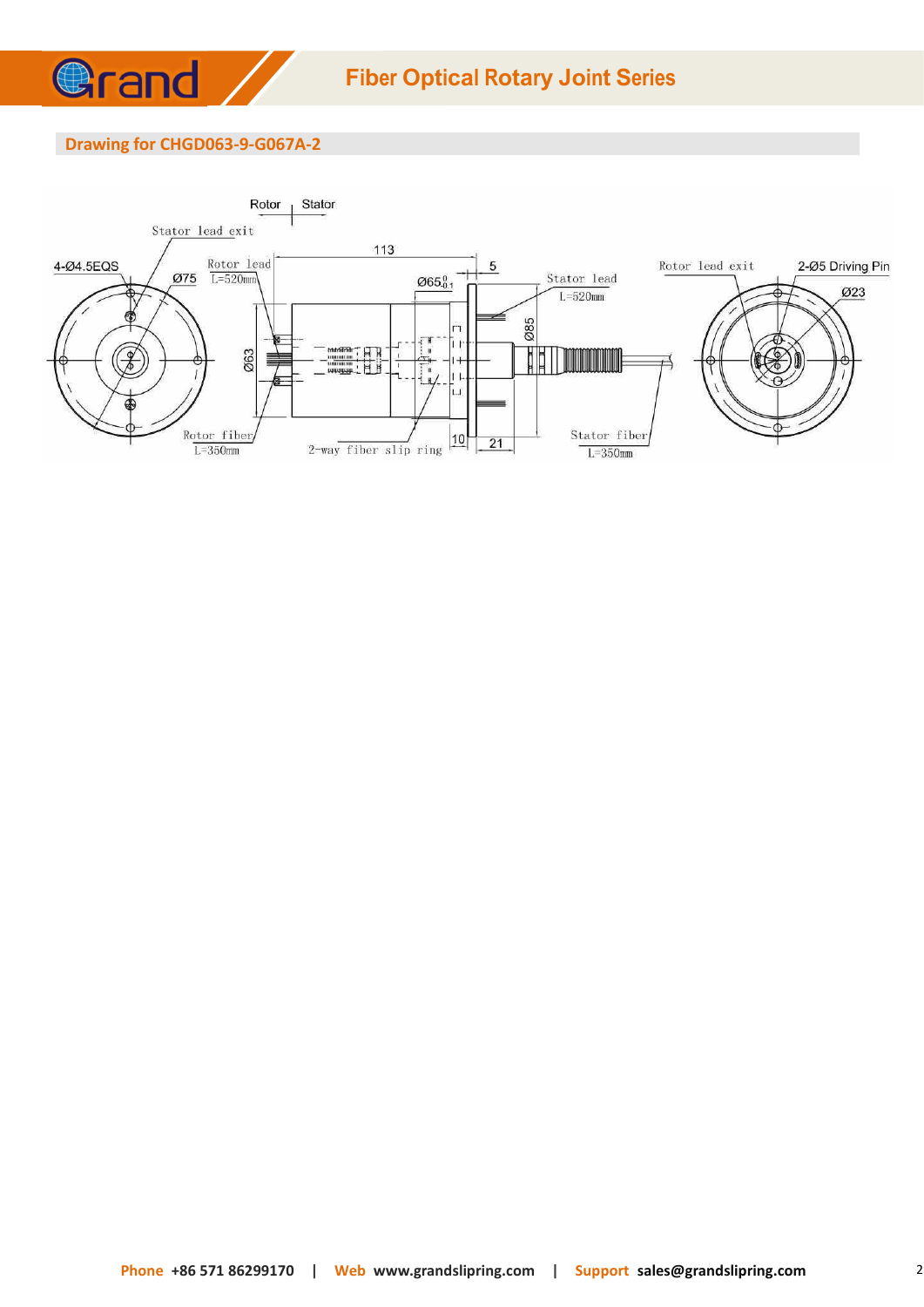## Drawing for CHGD063-9-G067A-2

Rotor
Stator
Stator lead exit
4-Ø4.5EQS
Ø75
Rotor lead
L=520mm
113
5
Ø65$^{0}_{-0.1}$
Stator lead
L=520mm
Rotor lead exit
2-Ø5 Driving Pin
Ø23
Ø63
Ø85
Rotor fiber
L=350mm
2-way fiber slip ring
10
21
Stator fiber
L=350mm